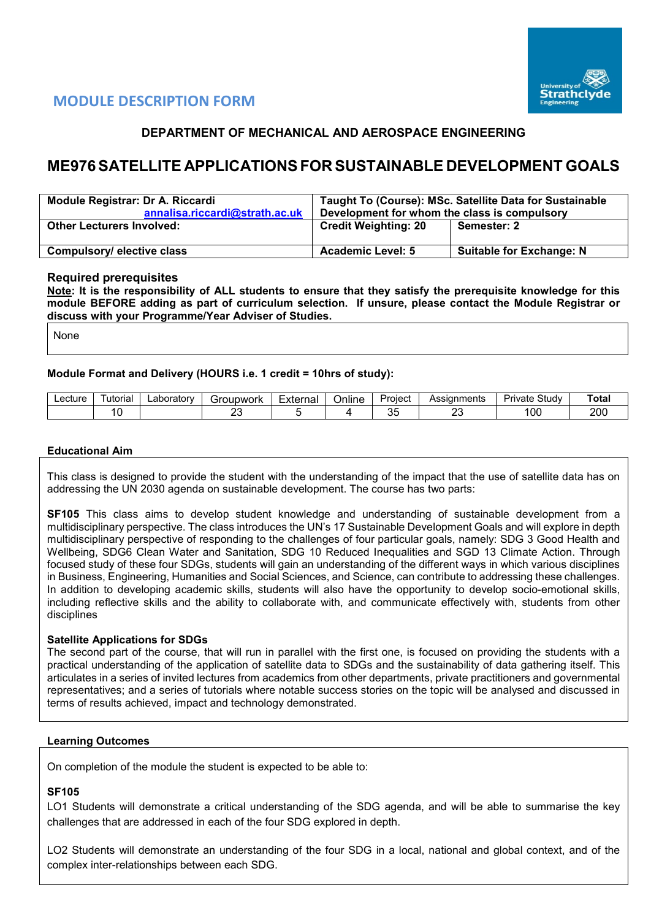## MODULE DESCRIPTION FORM

### DEPARTMENT OF MECHANICAL AND AEROSPACE ENGINEERING

# ME976 SATELLITE APPLICATIONS FOR SUSTAINABLE DEVELOPMENT GOALS

| **Module Registrar: Dr A. Riccardi** annalisa.riccardi@strath.ac.uk | **Taught To (Course): MSc. Satellite Data for Sustainable Development for whom the class is compulsory** | |
|---|---|---|
| **Other Lecturers Involved:** | **Credit Weighting: 20** | **Semester: 2** |
| **Compulsory/ elective class** | **Academic Level: 5** | **Suitable for Exchange: N** |

### Required prerequisites

**Note: It is the responsibility of ALL students to ensure that they satisfy the prerequisite knowledge for this module BEFORE adding as part of curriculum selection. If unsure, please contact the Module Registrar or discuss with your Programme/Year Adviser of Studies.**

None

**Module Format and Delivery (HOURS i.e. 1 credit = 10hrs of study):**

| Lecture | Tutorial | Laboratory | Groupwork | External | Online | Project | Assignments | Private Study | **Total** |
|---|---|---|---|---|---|---|---|---|---|
| | 10 | | 23 | 5 | 4 | 35 | 23 | 100 | 200 |

**Educational Aim**

This class is designed to provide the student with the understanding of the impact that the use of satellite data has on addressing the UN 2030 agenda on sustainable development. The course has two parts:

**SF105** This class aims to develop student knowledge and understanding of sustainable development from a multidisciplinary perspective. The class introduces the UN's 17 Sustainable Development Goals and will explore in depth multidisciplinary perspective of responding to the challenges of four particular goals, namely: SDG 3 Good Health and Wellbeing, SDG6 Clean Water and Sanitation, SDG 10 Reduced Inequalities and SGD 13 Climate Action. Through focused study of these four SDGs, students will gain an understanding of the different ways in which various disciplines in Business, Engineering, Humanities and Social Sciences, and Science, can contribute to addressing these challenges. In addition to developing academic skills, students will also have the opportunity to develop socio-emotional skills, including reflective skills and the ability to collaborate with, and communicate effectively with, students from other disciplines

**Satellite Applications for SDGs**
The second part of the course, that will run in parallel with the first one, is focused on providing the students with a practical understanding of the application of satellite data to SDGs and the sustainability of data gathering itself. This articulates in a series of invited lectures from academics from other departments, private practitioners and governmental representatives; and a series of tutorials where notable success stories on the topic will be analysed and discussed in terms of results achieved, impact and technology demonstrated.

**Learning Outcomes**

On completion of the module the student is expected to be able to:

**SF105**

LO1 Students will demonstrate a critical understanding of the SDG agenda, and will be able to summarise the key challenges that are addressed in each of the four SDG explored in depth.

LO2 Students will demonstrate an understanding of the four SDG in a local, national and global context, and of the complex inter-relationships between each SDG.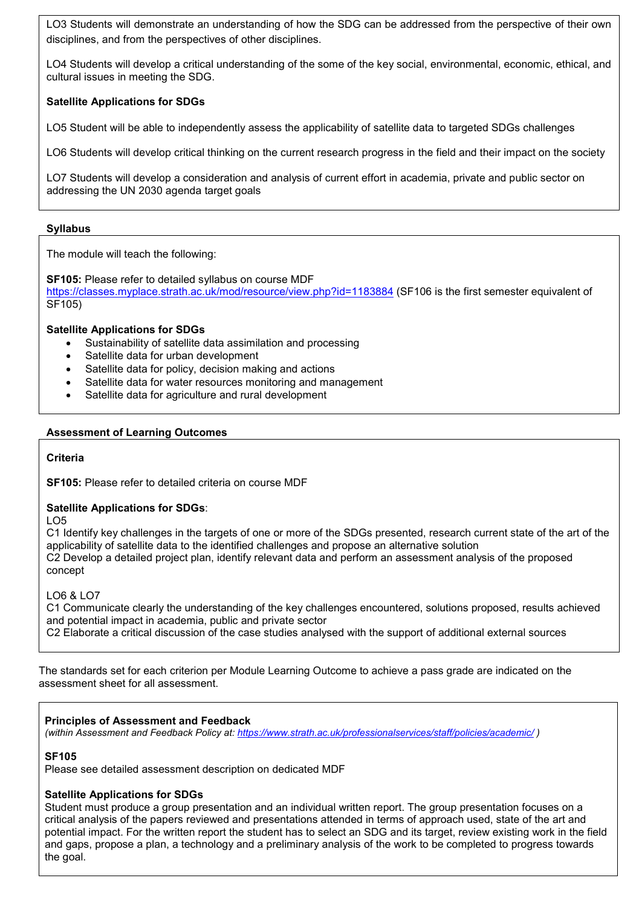LO3 Students will demonstrate an understanding of how the SDG can be addressed from the perspective of their own disciplines, and from the perspectives of other disciplines.

LO4 Students will develop a critical understanding of the some of the key social, environmental, economic, ethical, and cultural issues in meeting the SDG.

**Satellite Applications for SDGs**

LO5 Student will be able to independently assess the applicability of satellite data to targeted SDGs challenges

LO6 Students will develop critical thinking on the current research progress in the field and their impact on the society

LO7 Students will develop a consideration and analysis of current effort in academia, private and public sector on addressing the UN 2030 agenda target goals

**Syllabus**

The module will teach the following:

**SF105:** Please refer to detailed syllabus on course MDF
https://classes.myplace.strath.ac.uk/mod/resource/view.php?id=1183884 (SF106 is the first semester equivalent of SF105)

**Satellite Applications for SDGs**

- Sustainability of satellite data assimilation and processing
- Satellite data for urban development
- Satellite data for policy, decision making and actions
- Satellite data for water resources monitoring and management
- Satellite data for agriculture and rural development

**Assessment of Learning Outcomes**

**Criteria**

**SF105:** Please refer to detailed criteria on course MDF

**Satellite Applications for SDGs**:

LO5

C1 Identify key challenges in the targets of one or more of the SDGs presented, research current state of the art of the applicability of satellite data to the identified challenges and propose an alternative solution

C2 Develop a detailed project plan, identify relevant data and perform an assessment analysis of the proposed concept

LO6 & LO7

C1 Communicate clearly the understanding of the key challenges encountered, solutions proposed, results achieved and potential impact in academia, public and private sector

C2 Elaborate a critical discussion of the case studies analysed with the support of additional external sources

The standards set for each criterion per Module Learning Outcome to achieve a pass grade are indicated on the assessment sheet for all assessment.

**Principles of Assessment and Feedback**

*(within Assessment and Feedback Policy at: https://www.strath.ac.uk/professionalservices/staff/policies/academic/ )*

**SF105**

Please see detailed assessment description on dedicated MDF

**Satellite Applications for SDGs**

Student must produce a group presentation and an individual written report. The group presentation focuses on a critical analysis of the papers reviewed and presentations attended in terms of approach used, state of the art and potential impact. For the written report the student has to select an SDG and its target, review existing work in the field and gaps, propose a plan, a technology and a preliminary analysis of the work to be completed to progress towards the goal.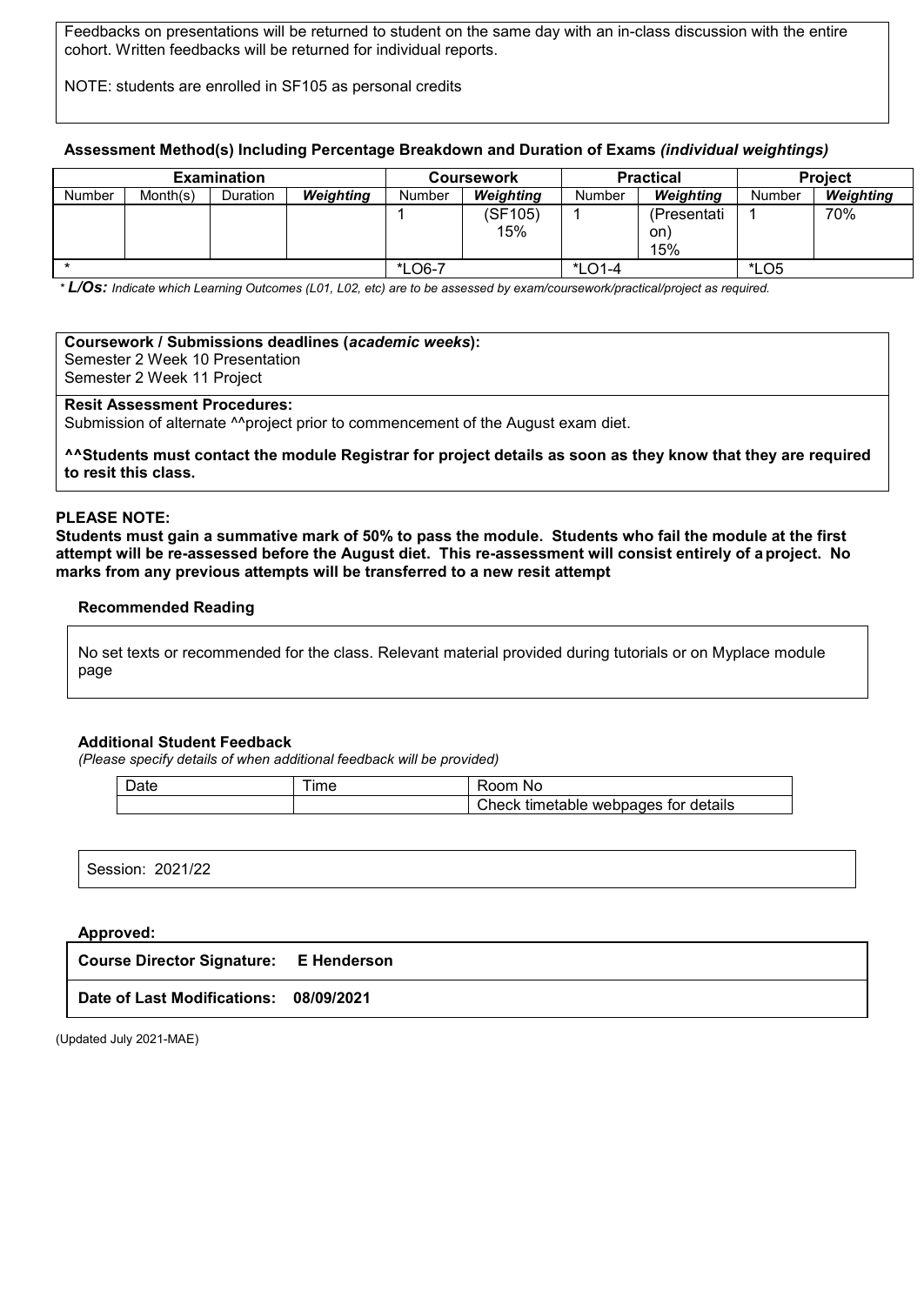Feedbacks on presentations will be returned to student on the same day with an in-class discussion with the entire cohort. Written feedbacks will be returned for individual reports.

NOTE: students are enrolled in SF105 as personal credits

### Assessment Method(s) Including Percentage Breakdown and Duration of Exams *(individual weightings)*

| Examination | | | | Coursework | | Practical | | Project | |
|---|---|---|---|---|---|---|---|---|---|
| Number | Month(s) | Duration | ***Weighting*** | Number | ***Weighting*** | Number | ***Weighting*** | Number | ***Weighting*** |
| | | | | 1 | (SF105) 15% | 1 | (Presentation) 15% | 1 | 70% |
| * | | | | *LO6-7 | | *LO1-4 | | *LO5 | |

* ***L/Os:*** *Indicate which Learning Outcomes (L01, L02, etc) are to be assessed by exam/coursework/practical/project as required.*

**Coursework / Submissions deadlines (*academic weeks*):**
Semester 2 Week 10 Presentation
Semester 2 Week 11 Project

**Resit Assessment Procedures:**
Submission of alternate ^^project prior to commencement of the August exam diet.

**^^Students must contact the module Registrar for project details as soon as they know that they are required to resit this class.**

**PLEASE NOTE:**
**Students must gain a summative mark of 50% to pass the module. Students who fail the module at the first attempt will be re-assessed before the August diet. This re-assessment will consist entirely of a project. No marks from any previous attempts will be transferred to a new resit attempt**

### Recommended Reading

No set texts or recommended for the class. Relevant material provided during tutorials or on Myplace module page

### Additional Student Feedback

*(Please specify details of when additional feedback will be provided)*

| Date | Time | Room No |
|---|---|---|
| | | Check timetable webpages for details |

Session: 2021/22

**Approved:**

**Course Director Signature: E Henderson**

**Date of Last Modifications: 08/09/2021**

(Updated July 2021-MAE)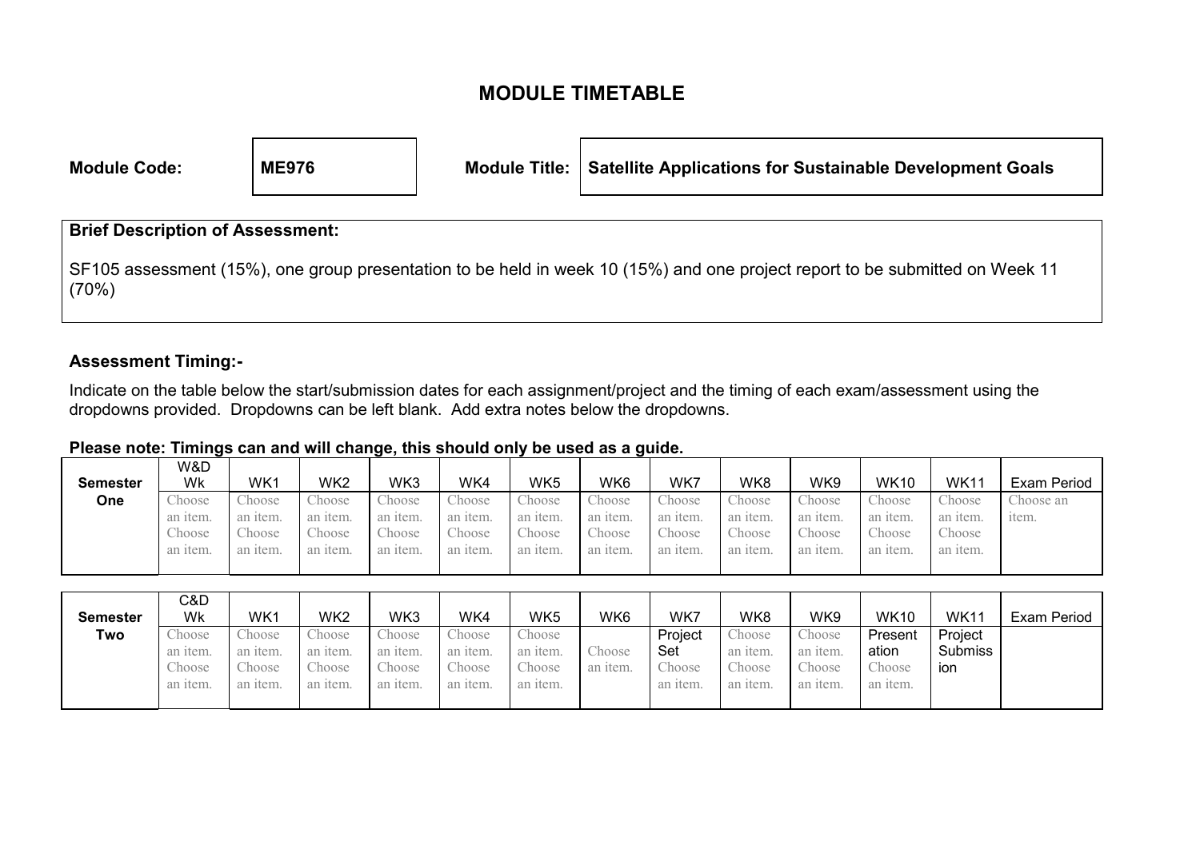# MODULE TIMETABLE

| Module Code: | ME976 | Module Title: | Satellite Applications for Sustainable Development Goals |
|---|---|---|---|

**Brief Description of Assessment:**

SF105 assessment (15%), one group presentation to be held in week 10 (15%) and one project report to be submitted on Week 11 (70%)

**Assessment Timing:-**

Indicate on the table below the start/submission dates for each assignment/project and the timing of each exam/assessment using the dropdowns provided. Dropdowns can be left blank. Add extra notes below the dropdowns.

**Please note: Timings can and will change, this should only be used as a guide.**

| Semester | W&D Wk | WK1 | WK2 | WK3 | WK4 | WK5 | WK6 | WK7 | WK8 | WK9 | WK10 | WK11 | Exam Period |
|---|---|---|---|---|---|---|---|---|---|---|---|---|---|
| **One** | Choose an item. Choose an item. | Choose an item. Choose an item. | Choose an item. Choose an item. | Choose an item. Choose an item. | Choose an item. Choose an item. | Choose an item. Choose an item. | Choose an item. Choose an item. | Choose an item. Choose an item. | Choose an item. Choose an item. | Choose an item. Choose an item. | Choose an item. Choose an item. | Choose an item. Choose an item. | Choose an item. |

| Semester | C&D Wk | WK1 | WK2 | WK3 | WK4 | WK5 | WK6 | WK7 | WK8 | WK9 | WK10 | WK11 | Exam Period |
|---|---|---|---|---|---|---|---|---|---|---|---|---|---|
| **Two** | Choose an item. Choose an item. | Choose an item. Choose an item. | Choose an item. Choose an item. | Choose an item. Choose an item. | Choose an item. Choose an item. | Choose an item. Choose an item. | Choose an item. | Project Set Choose an item. | Choose an item. Choose an item. | Choose an item. Choose an item. | Presentation Choose an item. | Project Submission | |